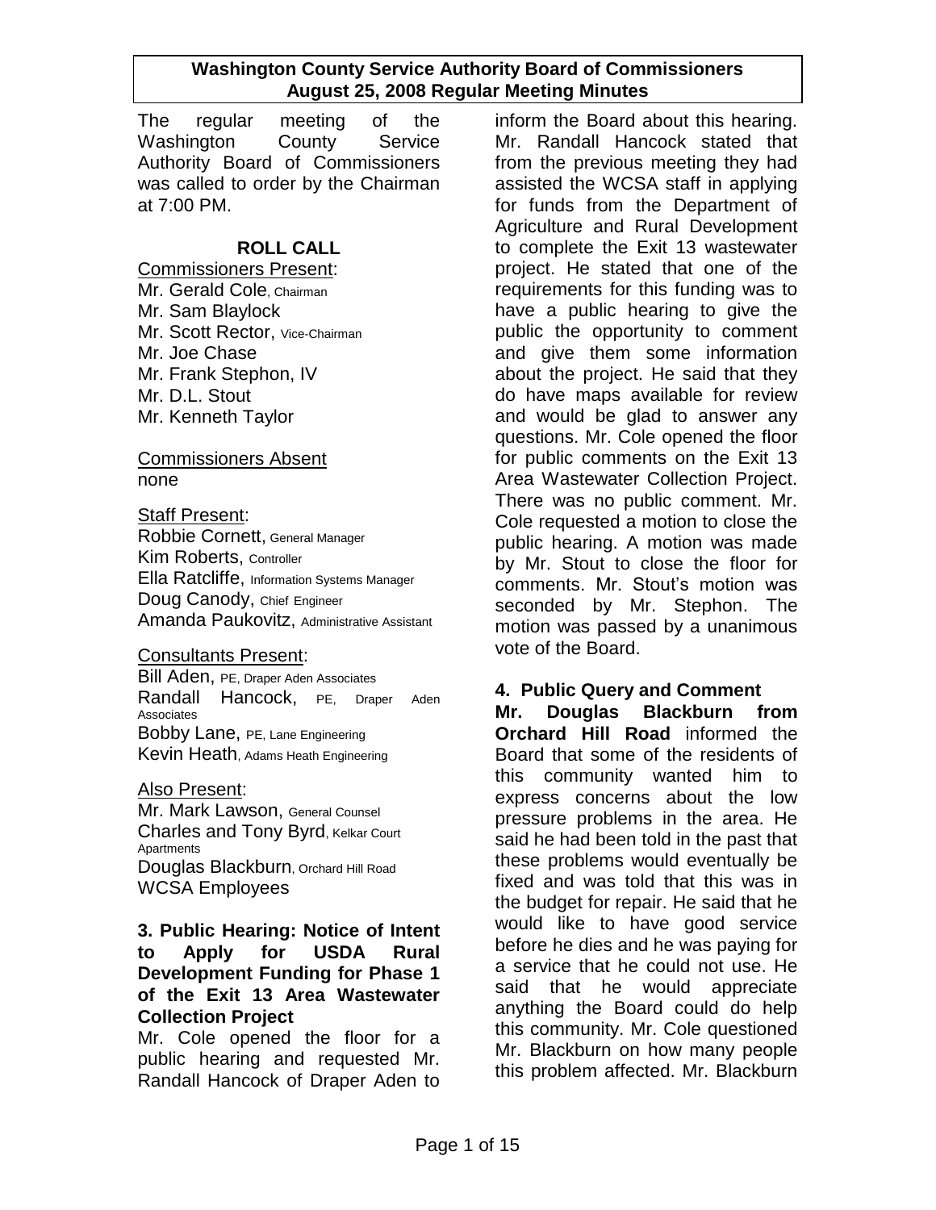# Washington County Service Authority Board of Commissioners August 25, 2008 Regular Meeting Minutes

The regular meeting of the Washington County Service Authority Board of Commissioners was called to order by the Chairman at 7:00 PM.

## ROLL CALL

Commissioners Present:
Mr. Gerald Cole, Chairman
Mr. Sam Blaylock
Mr. Scott Rector, Vice-Chairman
Mr. Joe Chase
Mr. Frank Stephon, IV
Mr. D.L. Stout
Mr. Kenneth Taylor

Commissioners Absent
none

Staff Present:
Robbie Cornett, General Manager
Kim Roberts, Controller
Ella Ratcliffe, Information Systems Manager
Doug Canody, Chief Engineer
Amanda Paukovitz, Administrative Assistant

Consultants Present:
Bill Aden, PE, Draper Aden Associates
Randall Hancock, PE, Draper Aden Associates
Bobby Lane, PE, Lane Engineering
Kevin Heath, Adams Heath Engineering

Also Present:
Mr. Mark Lawson, General Counsel
Charles and Tony Byrd, Kelkar Court Apartments
Douglas Blackburn, Orchard Hill Road
WCSA Employees

### 3. Public Hearing: Notice of Intent to Apply for USDA Rural Development Funding for Phase 1 of the Exit 13 Area Wastewater Collection Project

Mr. Cole opened the floor for a public hearing and requested Mr. Randall Hancock of Draper Aden to inform the Board about this hearing. Mr. Randall Hancock stated that from the previous meeting they had assisted the WCSA staff in applying for funds from the Department of Agriculture and Rural Development to complete the Exit 13 wastewater project. He stated that one of the requirements for this funding was to have a public hearing to give the public the opportunity to comment and give them some information about the project. He said that they do have maps available for review and would be glad to answer any questions. Mr. Cole opened the floor for public comments on the Exit 13 Area Wastewater Collection Project. There was no public comment. Mr. Cole requested a motion to close the public hearing. A motion was made by Mr. Stout to close the floor for comments. Mr. Stout's motion was seconded by Mr. Stephon. The motion was passed by a unanimous vote of the Board.

### 4. Public Query and Comment

**Mr. Douglas Blackburn from Orchard Hill Road** informed the Board that some of the residents of this community wanted him to express concerns about the low pressure problems in the area. He said he had been told in the past that these problems would eventually be fixed and was told that this was in the budget for repair. He said that he would like to have good service before he dies and he was paying for a service that he could not use. He said that he would appreciate anything the Board could do help this community. Mr. Cole questioned Mr. Blackburn on how many people this problem affected. Mr. Blackburn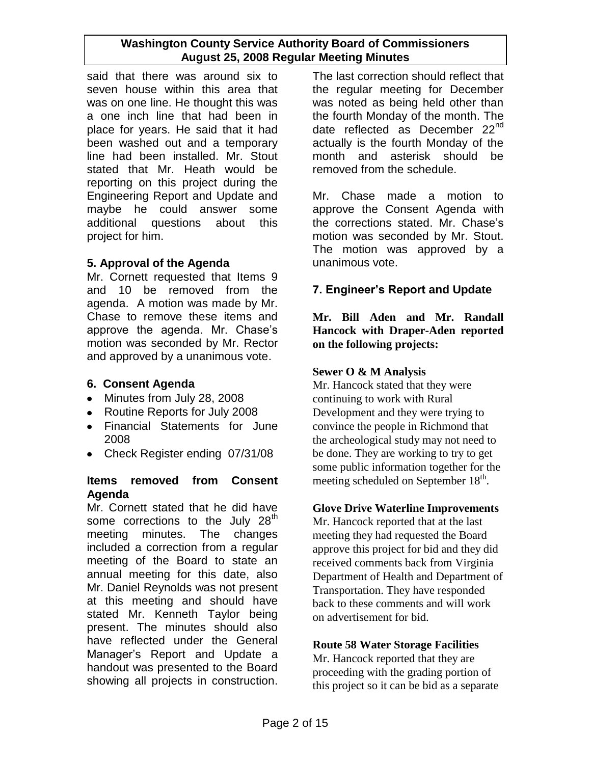said that there was around six to seven house within this area that was on one line. He thought this was a one inch line that had been in place for years. He said that it had been washed out and a temporary line had been installed. Mr. Stout stated that Mr. Heath would be reporting on this project during the Engineering Report and Update and maybe he could answer some additional questions about this project for him.

**5. Approval of the Agenda**

Mr. Cornett requested that Items 9 and 10 be removed from the agenda. A motion was made by Mr. Chase to remove these items and approve the agenda. Mr. Chase's motion was seconded by Mr. Rector and approved by a unanimous vote.

**6. Consent Agenda**

- Minutes from July 28, 2008
- Routine Reports for July 2008
- Financial Statements for June 2008
- Check Register ending 07/31/08

**Items removed from Consent Agenda**

Mr. Cornett stated that he did have some corrections to the July 28th meeting minutes. The changes included a correction from a regular meeting of the Board to state an annual meeting for this date, also Mr. Daniel Reynolds was not present at this meeting and should have stated Mr. Kenneth Taylor being present. The minutes should also have reflected under the General Manager's Report and Update a handout was presented to the Board showing all projects in construction. The last correction should reflect that the regular meeting for December was noted as being held other than the fourth Monday of the month. The date reflected as December 22nd actually is the fourth Monday of the month and asterisk should be removed from the schedule.

Mr. Chase made a motion to approve the Consent Agenda with the corrections stated. Mr. Chase's motion was seconded by Mr. Stout. The motion was approved by a unanimous vote.

**7. Engineer's Report and Update**

**Mr. Bill Aden and Mr. Randall Hancock with Draper-Aden reported on the following projects:**

**Sewer O & M Analysis**

Mr. Hancock stated that they were continuing to work with Rural Development and they were trying to convince the people in Richmond that the archeological study may not need to be done. They are working to try to get some public information together for the meeting scheduled on September 18th.

**Glove Drive Waterline Improvements**

Mr. Hancock reported that at the last meeting they had requested the Board approve this project for bid and they did received comments back from Virginia Department of Health and Department of Transportation. They have responded back to these comments and will work on advertisement for bid.

**Route 58 Water Storage Facilities**

Mr. Hancock reported that they are proceeding with the grading portion of this project so it can be bid as a separate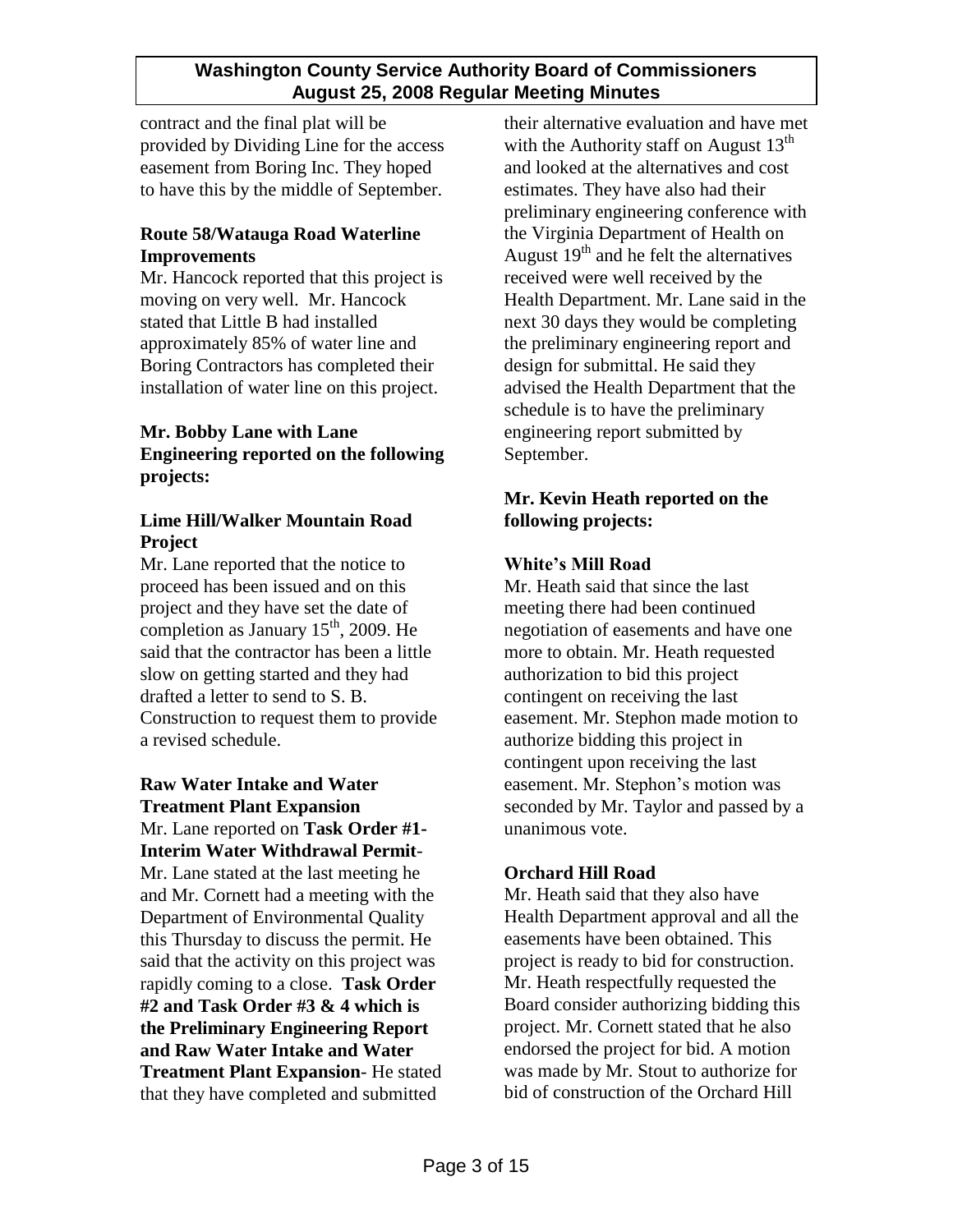contract and the final plat will be provided by Dividing Line for the access easement from Boring Inc. They hoped to have this by the middle of September.

**Route 58/Watauga Road Waterline Improvements**

Mr. Hancock reported that this project is moving on very well. Mr. Hancock stated that Little B had installed approximately 85% of water line and Boring Contractors has completed their installation of water line on this project.

**Mr. Bobby Lane with Lane Engineering reported on the following projects:**

**Lime Hill/Walker Mountain Road Project**

Mr. Lane reported that the notice to proceed has been issued and on this project and they have set the date of completion as January 15th, 2009. He said that the contractor has been a little slow on getting started and they had drafted a letter to send to S. B. Construction to request them to provide a revised schedule.

**Raw Water Intake and Water Treatment Plant Expansion**

Mr. Lane reported on **Task Order #1- Interim Water Withdrawal Permit**- Mr. Lane stated at the last meeting he and Mr. Cornett had a meeting with the Department of Environmental Quality this Thursday to discuss the permit. He said that the activity on this project was rapidly coming to a close. **Task Order #2 and Task Order #3 & 4 which is the Preliminary Engineering Report and Raw Water Intake and Water Treatment Plant Expansion**- He stated that they have completed and submitted their alternative evaluation and have met with the Authority staff on August 13th and looked at the alternatives and cost estimates. They have also had their preliminary engineering conference with the Virginia Department of Health on August 19th and he felt the alternatives received were well received by the Health Department. Mr. Lane said in the next 30 days they would be completing the preliminary engineering report and design for submittal. He said they advised the Health Department that the schedule is to have the preliminary engineering report submitted by September.

**Mr. Kevin Heath reported on the following projects:**

**White's Mill Road**

Mr. Heath said that since the last meeting there had been continued negotiation of easements and have one more to obtain. Mr. Heath requested authorization to bid this project contingent on receiving the last easement. Mr. Stephon made motion to authorize bidding this project in contingent upon receiving the last easement. Mr. Stephon's motion was seconded by Mr. Taylor and passed by a unanimous vote.

**Orchard Hill Road**

Mr. Heath said that they also have Health Department approval and all the easements have been obtained. This project is ready to bid for construction. Mr. Heath respectfully requested the Board consider authorizing bidding this project. Mr. Cornett stated that he also endorsed the project for bid. A motion was made by Mr. Stout to authorize for bid of construction of the Orchard Hill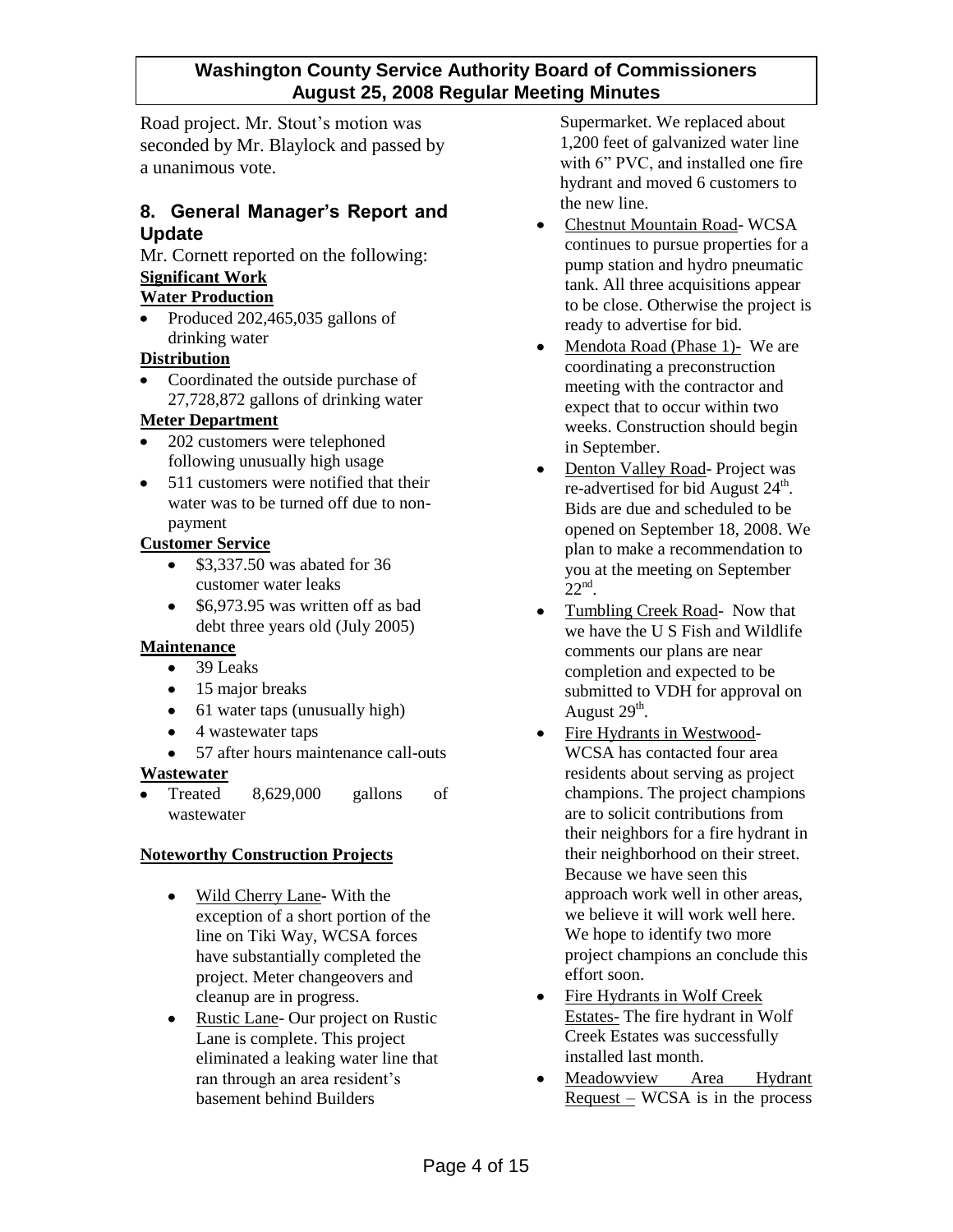Road project. Mr. Stout's motion was seconded by Mr. Blaylock and passed by a unanimous vote.

## 8. General Manager's Report and Update

Mr. Cornett reported on the following:

**Significant Work**

**Water Production**

- Produced 202,465,035 gallons of drinking water

**Distribution**

- Coordinated the outside purchase of 27,728,872 gallons of drinking water

**Meter Department**

- 202 customers were telephoned following unusually high usage
- 511 customers were notified that their water was to be turned off due to non-payment

**Customer Service**

- $3,337.50 was abated for 36 customer water leaks
- $6,973.95 was written off as bad debt three years old (July 2005)

**Maintenance**

- 39 Leaks
- 15 major breaks
- 61 water taps (unusually high)
- 4 wastewater taps
- 57 after hours maintenance call-outs

**Wastewater**

- Treated 8,629,000 gallons of wastewater

**Noteworthy Construction Projects**

- Wild Cherry Lane- With the exception of a short portion of the line on Tiki Way, WCSA forces have substantially completed the project. Meter changeovers and cleanup are in progress.
- Rustic Lane- Our project on Rustic Lane is complete. This project eliminated a leaking water line that ran through an area resident's basement behind Builders Supermarket. We replaced about 1,200 feet of galvanized water line with 6" PVC, and installed one fire hydrant and moved 6 customers to the new line.
- Chestnut Mountain Road- WCSA continues to pursue properties for a pump station and hydro pneumatic tank. All three acquisitions appear to be close. Otherwise the project is ready to advertise for bid.
- Mendota Road (Phase 1)- We are coordinating a preconstruction meeting with the contractor and expect that to occur within two weeks. Construction should begin in September.
- Denton Valley Road- Project was re-advertised for bid August 24th. Bids are due and scheduled to be opened on September 18, 2008. We plan to make a recommendation to you at the meeting on September 22nd.
- Tumbling Creek Road- Now that we have the U S Fish and Wildlife comments our plans are near completion and expected to be submitted to VDH for approval on August 29th.
- Fire Hydrants in Westwood- WCSA has contacted four area residents about serving as project champions. The project champions are to solicit contributions from their neighbors for a fire hydrant in their neighborhood on their street. Because we have seen this approach work well in other areas, we believe it will work well here. We hope to identify two more project champions an conclude this effort soon.
- Fire Hydrants in Wolf Creek Estates- The fire hydrant in Wolf Creek Estates was successfully installed last month.
- Meadowview Area Hydrant Request – WCSA is in the process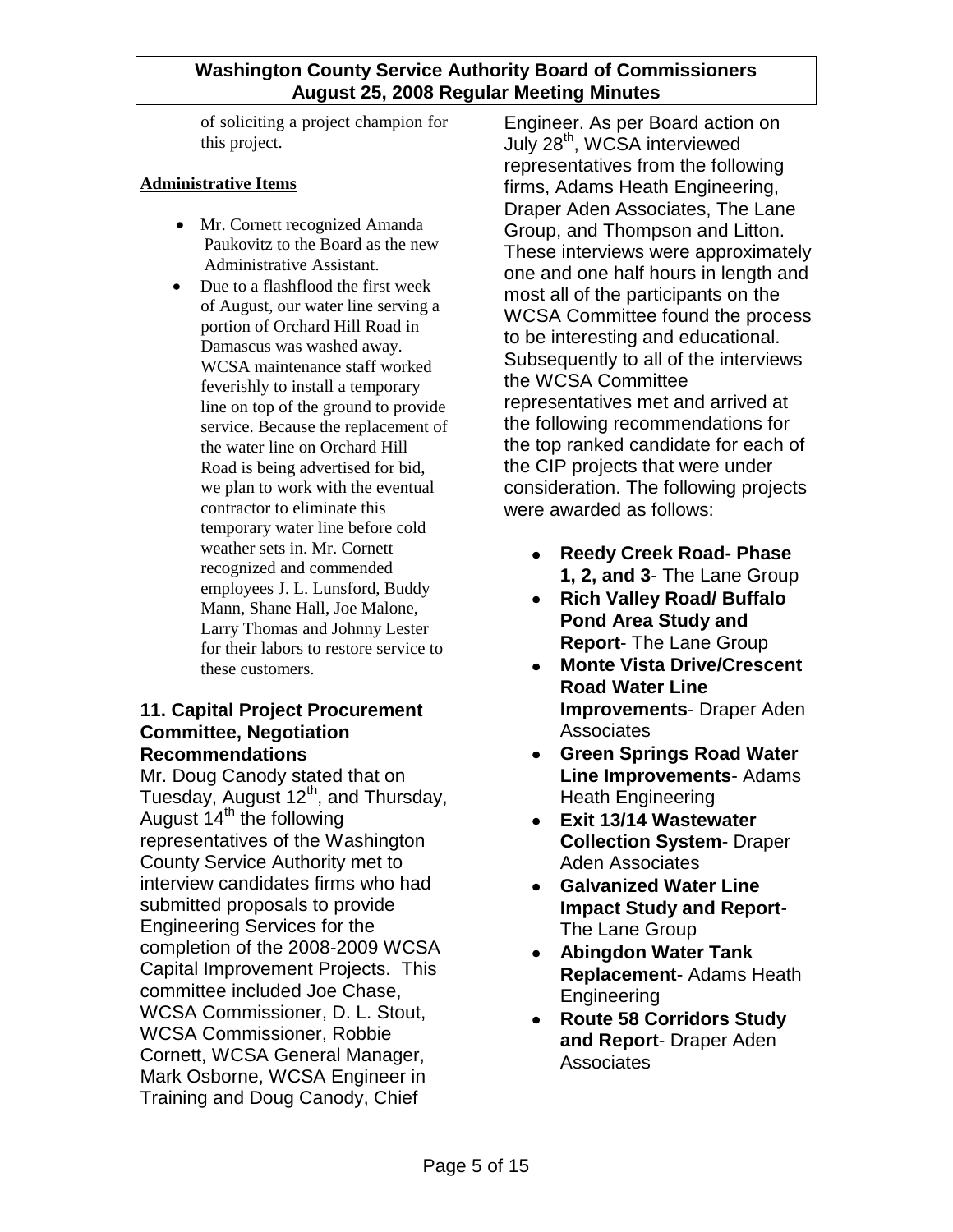of soliciting a project champion for this project.

**Administrative Items**

- Mr. Cornett recognized Amanda Paukovitz to the Board as the new Administrative Assistant.
- Due to a flashflood the first week of August, our water line serving a portion of Orchard Hill Road in Damascus was washed away. WCSA maintenance staff worked feverishly to install a temporary line on top of the ground to provide service. Because the replacement of the water line on Orchard Hill Road is being advertised for bid, we plan to work with the eventual contractor to eliminate this temporary water line before cold weather sets in. Mr. Cornett recognized and commended employees J. L. Lunsford, Buddy Mann, Shane Hall, Joe Malone, Larry Thomas and Johnny Lester for their labors to restore service to these customers.

## 11. Capital Project Procurement Committee, Negotiation Recommendations

Mr. Doug Canody stated that on Tuesday, August 12th, and Thursday, August 14th the following representatives of the Washington County Service Authority met to interview candidates firms who had submitted proposals to provide Engineering Services for the completion of the 2008-2009 WCSA Capital Improvement Projects. This committee included Joe Chase, WCSA Commissioner, D. L. Stout, WCSA Commissioner, Robbie Cornett, WCSA General Manager, Mark Osborne, WCSA Engineer in Training and Doug Canody, Chief Engineer. As per Board action on July 28th, WCSA interviewed representatives from the following firms, Adams Heath Engineering, Draper Aden Associates, The Lane Group, and Thompson and Litton. These interviews were approximately one and one half hours in length and most all of the participants on the WCSA Committee found the process to be interesting and educational. Subsequently to all of the interviews the WCSA Committee representatives met and arrived at the following recommendations for the top ranked candidate for each of the CIP projects that were under consideration. The following projects were awarded as follows:

- **Reedy Creek Road- Phase 1, 2, and 3**- The Lane Group
- **Rich Valley Road/ Buffalo Pond Area Study and Report**- The Lane Group
- **Monte Vista Drive/Crescent Road Water Line Improvements**- Draper Aden Associates
- **Green Springs Road Water Line Improvements**- Adams Heath Engineering
- **Exit 13/14 Wastewater Collection System**- Draper Aden Associates
- **Galvanized Water Line Impact Study and Report**- The Lane Group
- **Abingdon Water Tank Replacement**- Adams Heath Engineering
- **Route 58 Corridors Study and Report**- Draper Aden Associates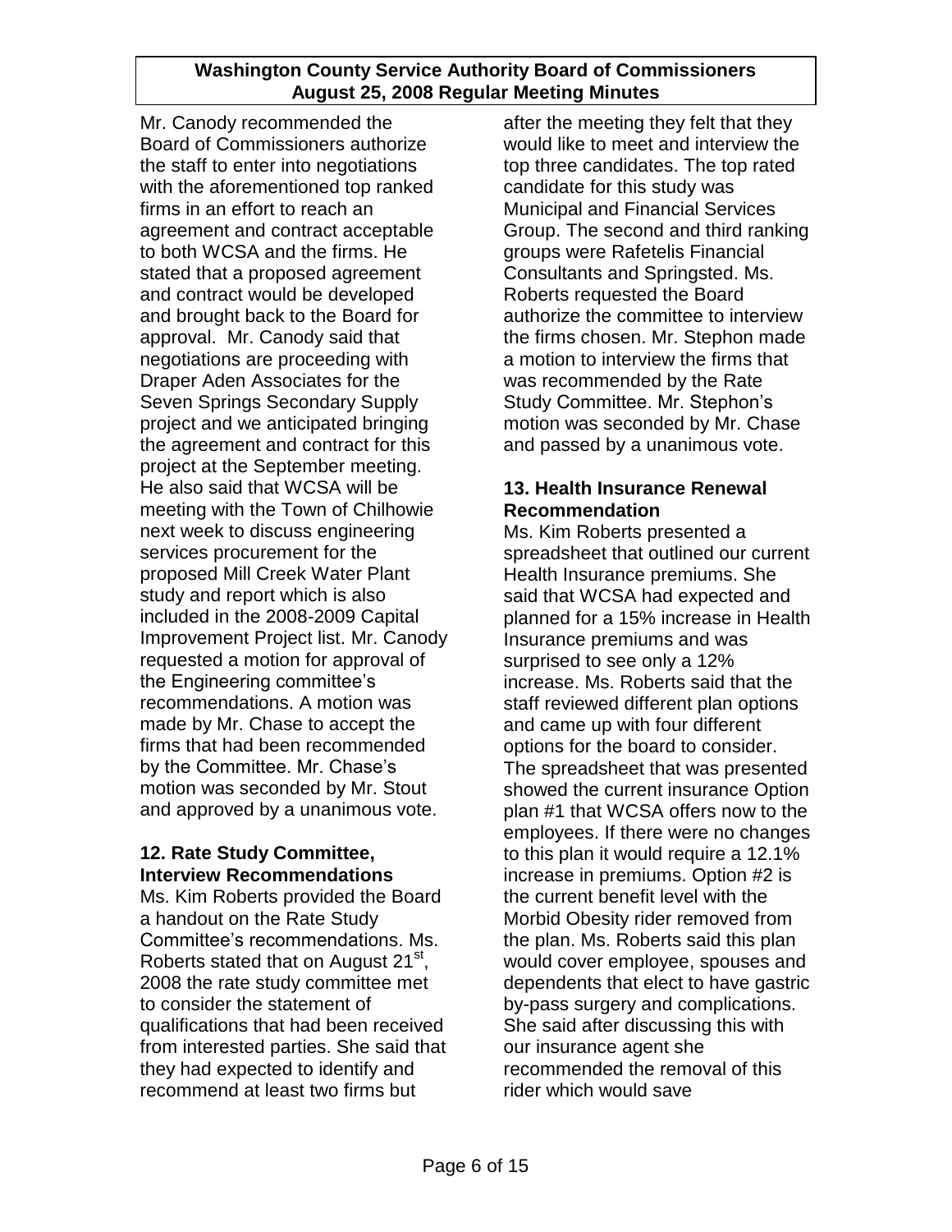Mr. Canody recommended the Board of Commissioners authorize the staff to enter into negotiations with the aforementioned top ranked firms in an effort to reach an agreement and contract acceptable to both WCSA and the firms. He stated that a proposed agreement and contract would be developed and brought back to the Board for approval. Mr. Canody said that negotiations are proceeding with Draper Aden Associates for the Seven Springs Secondary Supply project and we anticipated bringing the agreement and contract for this project at the September meeting. He also said that WCSA will be meeting with the Town of Chilhowie next week to discuss engineering services procurement for the proposed Mill Creek Water Plant study and report which is also included in the 2008-2009 Capital Improvement Project list. Mr. Canody requested a motion for approval of the Engineering committee's recommendations. A motion was made by Mr. Chase to accept the firms that had been recommended by the Committee. Mr. Chase's motion was seconded by Mr. Stout and approved by a unanimous vote.

### 12. Rate Study Committee, Interview Recommendations

Ms. Kim Roberts provided the Board a handout on the Rate Study Committee's recommendations. Ms. Roberts stated that on August 21st, 2008 the rate study committee met to consider the statement of qualifications that had been received from interested parties. She said that they had expected to identify and recommend at least two firms but after the meeting they felt that they would like to meet and interview the top three candidates. The top rated candidate for this study was Municipal and Financial Services Group. The second and third ranking groups were Rafetelis Financial Consultants and Springsted. Ms. Roberts requested the Board authorize the committee to interview the firms chosen. Mr. Stephon made a motion to interview the firms that was recommended by the Rate Study Committee. Mr. Stephon's motion was seconded by Mr. Chase and passed by a unanimous vote.

### 13. Health Insurance Renewal Recommendation

Ms. Kim Roberts presented a spreadsheet that outlined our current Health Insurance premiums. She said that WCSA had expected and planned for a 15% increase in Health Insurance premiums and was surprised to see only a 12% increase. Ms. Roberts said that the staff reviewed different plan options and came up with four different options for the board to consider. The spreadsheet that was presented showed the current insurance Option plan #1 that WCSA offers now to the employees. If there were no changes to this plan it would require a 12.1% increase in premiums. Option #2 is the current benefit level with the Morbid Obesity rider removed from the plan. Ms. Roberts said this plan would cover employee, spouses and dependents that elect to have gastric by-pass surgery and complications. She said after discussing this with our insurance agent she recommended the removal of this rider which would save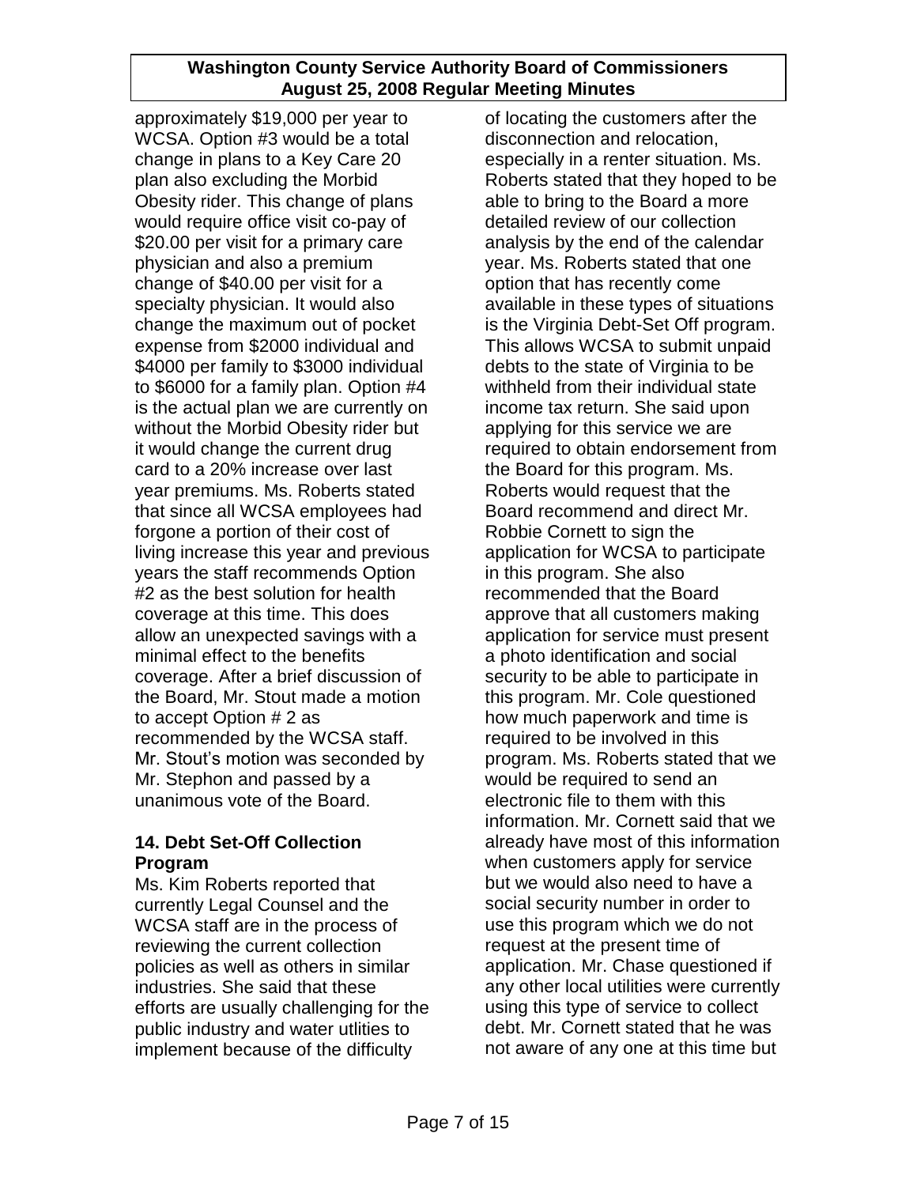approximately $19,000 per year to WCSA. Option #3 would be a total change in plans to a Key Care 20 plan also excluding the Morbid Obesity rider. This change of plans would require office visit co-pay of $20.00 per visit for a primary care physician and also a premium change of $40.00 per visit for a specialty physician. It would also change the maximum out of pocket expense from $2000 individual and $4000 per family to $3000 individual to $6000 for a family plan. Option #4 is the actual plan we are currently on without the Morbid Obesity rider but it would change the current drug card to a 20% increase over last year premiums. Ms. Roberts stated that since all WCSA employees had forgone a portion of their cost of living increase this year and previous years the staff recommends Option #2 as the best solution for health coverage at this time. This does allow an unexpected savings with a minimal effect to the benefits coverage. After a brief discussion of the Board, Mr. Stout made a motion to accept Option # 2 as recommended by the WCSA staff. Mr. Stout's motion was seconded by Mr. Stephon and passed by a unanimous vote of the Board.

### 14. Debt Set-Off Collection Program

Ms. Kim Roberts reported that currently Legal Counsel and the WCSA staff are in the process of reviewing the current collection policies as well as others in similar industries. She said that these efforts are usually challenging for the public industry and water utlities to implement because of the difficulty of locating the customers after the disconnection and relocation, especially in a renter situation. Ms. Roberts stated that they hoped to be able to bring to the Board a more detailed review of our collection analysis by the end of the calendar year. Ms. Roberts stated that one option that has recently come available in these types of situations is the Virginia Debt-Set Off program. This allows WCSA to submit unpaid debts to the state of Virginia to be withheld from their individual state income tax return. She said upon applying for this service we are required to obtain endorsement from the Board for this program. Ms. Roberts would request that the Board recommend and direct Mr. Robbie Cornett to sign the application for WCSA to participate in this program. She also recommended that the Board approve that all customers making application for service must present a photo identification and social security to be able to participate in this program. Mr. Cole questioned how much paperwork and time is required to be involved in this program. Ms. Roberts stated that we would be required to send an electronic file to them with this information. Mr. Cornett said that we already have most of this information when customers apply for service but we would also need to have a social security number in order to use this program which we do not request at the present time of application. Mr. Chase questioned if any other local utilities were currently using this type of service to collect debt. Mr. Cornett stated that he was not aware of any one at this time but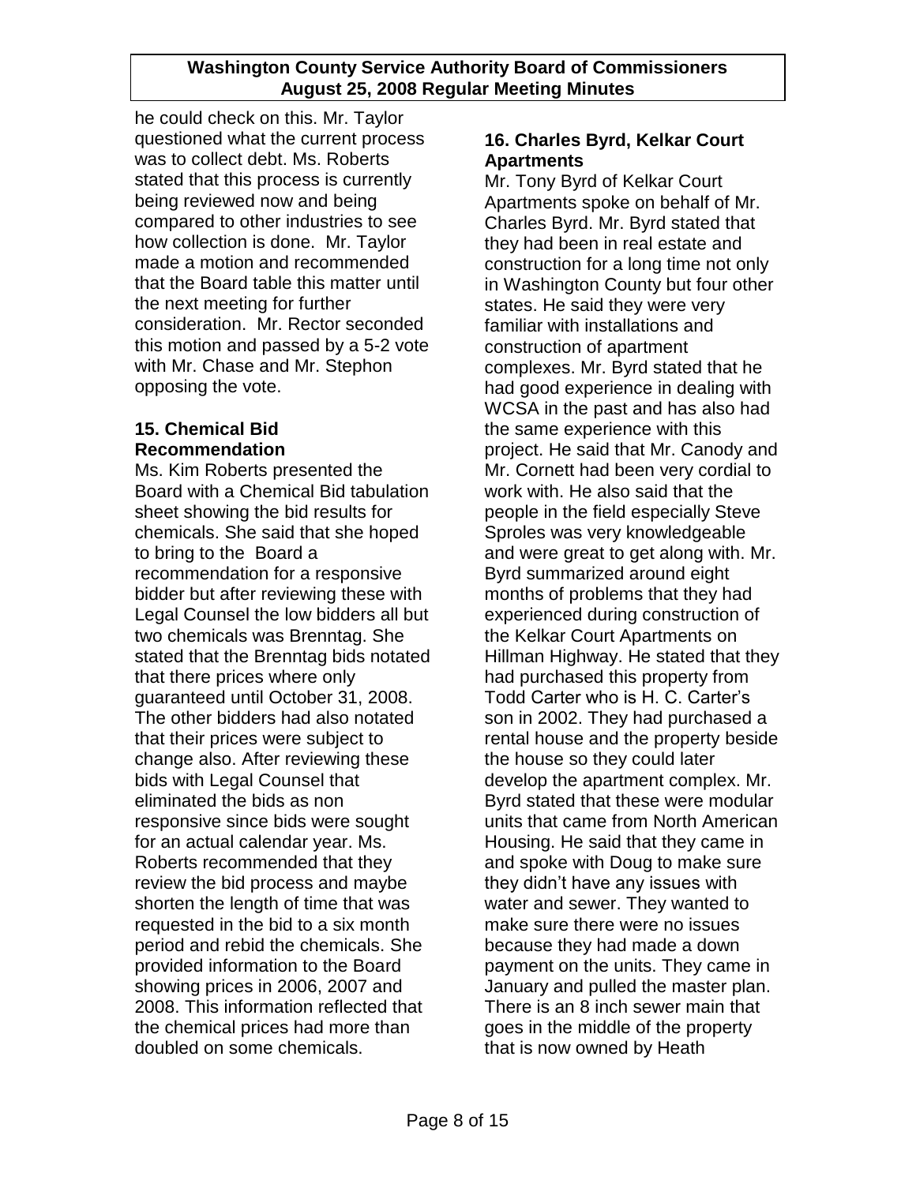he could check on this. Mr. Taylor questioned what the current process was to collect debt. Ms. Roberts stated that this process is currently being reviewed now and being compared to other industries to see how collection is done. Mr. Taylor made a motion and recommended that the Board table this matter until the next meeting for further consideration. Mr. Rector seconded this motion and passed by a 5-2 vote with Mr. Chase and Mr. Stephon opposing the vote.

### 15. Chemical Bid Recommendation

Ms. Kim Roberts presented the Board with a Chemical Bid tabulation sheet showing the bid results for chemicals. She said that she hoped to bring to the Board a recommendation for a responsive bidder but after reviewing these with Legal Counsel the low bidders all but two chemicals was Brenntag. She stated that the Brenntag bids notated that there prices where only guaranteed until October 31, 2008. The other bidders had also notated that their prices were subject to change also. After reviewing these bids with Legal Counsel that eliminated the bids as non responsive since bids were sought for an actual calendar year. Ms. Roberts recommended that they review the bid process and maybe shorten the length of time that was requested in the bid to a six month period and rebid the chemicals. She provided information to the Board showing prices in 2006, 2007 and 2008. This information reflected that the chemical prices had more than doubled on some chemicals.

### 16. Charles Byrd, Kelkar Court Apartments

Mr. Tony Byrd of Kelkar Court Apartments spoke on behalf of Mr. Charles Byrd. Mr. Byrd stated that they had been in real estate and construction for a long time not only in Washington County but four other states. He said they were very familiar with installations and construction of apartment complexes. Mr. Byrd stated that he had good experience in dealing with WCSA in the past and has also had the same experience with this project. He said that Mr. Canody and Mr. Cornett had been very cordial to work with. He also said that the people in the field especially Steve Sproles was very knowledgeable and were great to get along with. Mr. Byrd summarized around eight months of problems that they had experienced during construction of the Kelkar Court Apartments on Hillman Highway. He stated that they had purchased this property from Todd Carter who is H. C. Carter's son in 2002. They had purchased a rental house and the property beside the house so they could later develop the apartment complex. Mr. Byrd stated that these were modular units that came from North American Housing. He said that they came in and spoke with Doug to make sure they didn't have any issues with water and sewer. They wanted to make sure there were no issues because they had made a down payment on the units. They came in January and pulled the master plan. There is an 8 inch sewer main that goes in the middle of the property that is now owned by Heath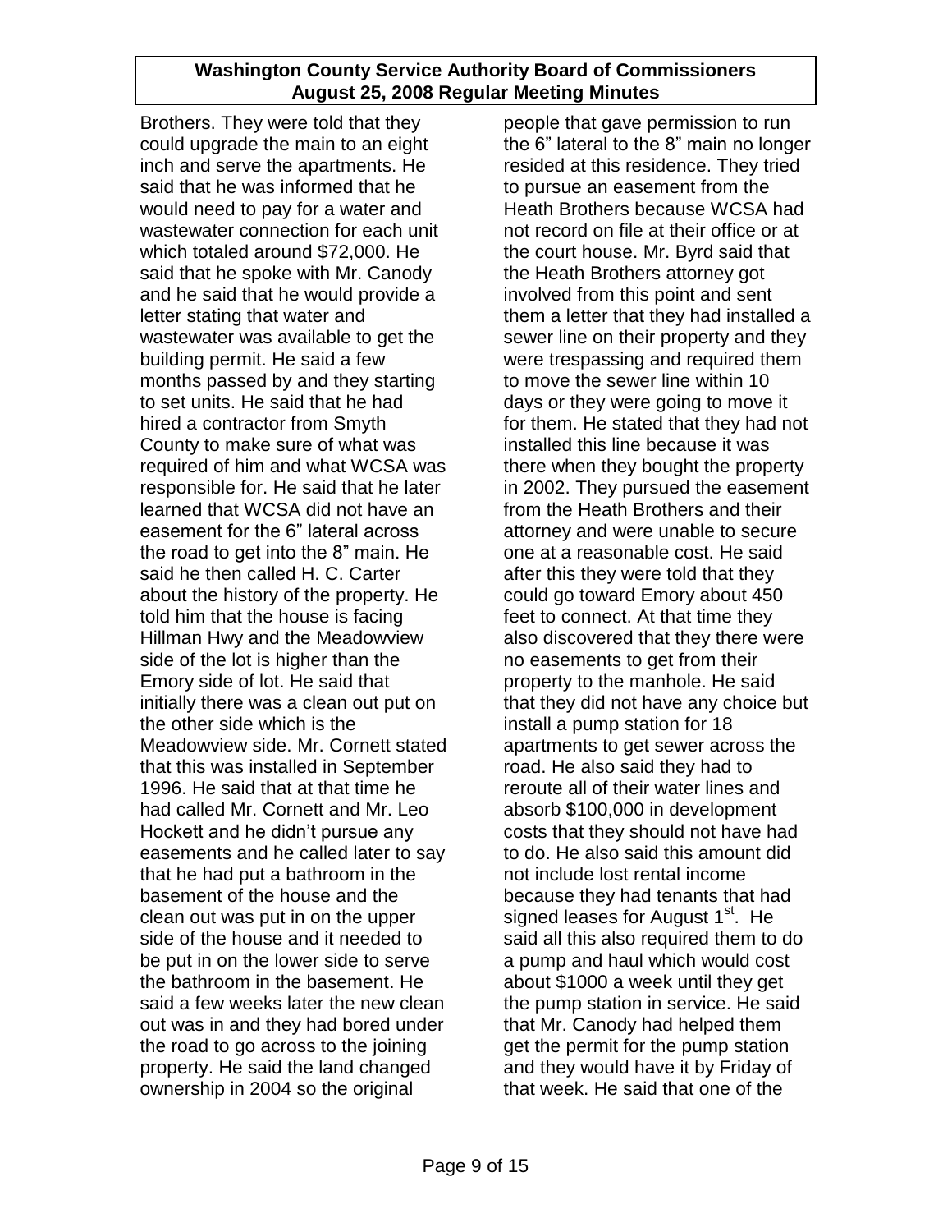Brothers. They were told that they could upgrade the main to an eight inch and serve the apartments. He said that he was informed that he would need to pay for a water and wastewater connection for each unit which totaled around $72,000. He said that he spoke with Mr. Canody and he said that he would provide a letter stating that water and wastewater was available to get the building permit. He said a few months passed by and they starting to set units. He said that he had hired a contractor from Smyth County to make sure of what was required of him and what WCSA was responsible for. He said that he later learned that WCSA did not have an easement for the 6" lateral across the road to get into the 8" main. He said he then called H. C. Carter about the history of the property. He told him that the house is facing Hillman Hwy and the Meadowview side of the lot is higher than the Emory side of lot. He said that initially there was a clean out put on the other side which is the Meadowview side. Mr. Cornett stated that this was installed in September 1996. He said that at that time he had called Mr. Cornett and Mr. Leo Hockett and he didn't pursue any easements and he called later to say that he had put a bathroom in the basement of the house and the clean out was put in on the upper side of the house and it needed to be put in on the lower side to serve the bathroom in the basement. He said a few weeks later the new clean out was in and they had bored under the road to go across to the joining property. He said the land changed ownership in 2004 so the original people that gave permission to run the 6" lateral to the 8" main no longer resided at this residence. They tried to pursue an easement from the Heath Brothers because WCSA had not record on file at their office or at the court house. Mr. Byrd said that the Heath Brothers attorney got involved from this point and sent them a letter that they had installed a sewer line on their property and they were trespassing and required them to move the sewer line within 10 days or they were going to move it for them. He stated that they had not installed this line because it was there when they bought the property in 2002. They pursued the easement from the Heath Brothers and their attorney and were unable to secure one at a reasonable cost. He said after this they were told that they could go toward Emory about 450 feet to connect. At that time they also discovered that they there were no easements to get from their property to the manhole. He said that they did not have any choice but install a pump station for 18 apartments to get sewer across the road. He also said they had to reroute all of their water lines and absorb $100,000 in development costs that they should not have had to do. He also said this amount did not include lost rental income because they had tenants that had signed leases for August 1st. He said all this also required them to do a pump and haul which would cost about $1000 a week until they get the pump station in service. He said that Mr. Canody had helped them get the permit for the pump station and they would have it by Friday of that week. He said that one of the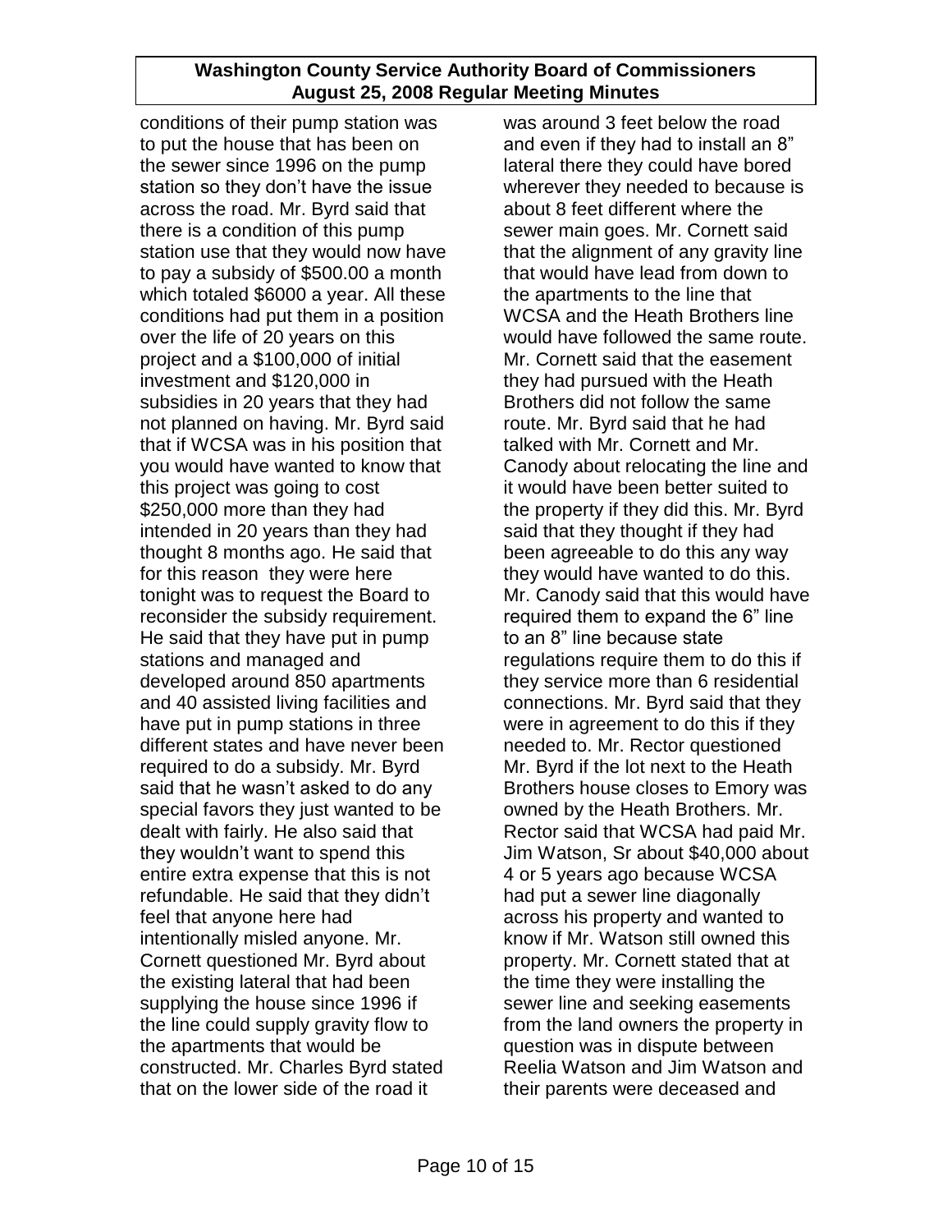conditions of their pump station was to put the house that has been on the sewer since 1996 on the pump station so they don't have the issue across the road. Mr. Byrd said that there is a condition of this pump station use that they would now have to pay a subsidy of $500.00 a month which totaled $6000 a year. All these conditions had put them in a position over the life of 20 years on this project and a $100,000 of initial investment and $120,000 in subsidies in 20 years that they had not planned on having. Mr. Byrd said that if WCSA was in his position that you would have wanted to know that this project was going to cost $250,000 more than they had intended in 20 years than they had thought 8 months ago. He said that for this reason they were here tonight was to request the Board to reconsider the subsidy requirement. He said that they have put in pump stations and managed and developed around 850 apartments and 40 assisted living facilities and have put in pump stations in three different states and have never been required to do a subsidy. Mr. Byrd said that he wasn't asked to do any special favors they just wanted to be dealt with fairly. He also said that they wouldn't want to spend this entire extra expense that this is not refundable. He said that they didn't feel that anyone here had intentionally misled anyone. Mr. Cornett questioned Mr. Byrd about the existing lateral that had been supplying the house since 1996 if the line could supply gravity flow to the apartments that would be constructed. Mr. Charles Byrd stated that on the lower side of the road it was around 3 feet below the road and even if they had to install an 8" lateral there they could have bored wherever they needed to because is about 8 feet different where the sewer main goes. Mr. Cornett said that the alignment of any gravity line that would have lead from down to the apartments to the line that WCSA and the Heath Brothers line would have followed the same route. Mr. Cornett said that the easement they had pursued with the Heath Brothers did not follow the same route. Mr. Byrd said that he had talked with Mr. Cornett and Mr. Canody about relocating the line and it would have been better suited to the property if they did this. Mr. Byrd said that they thought if they had been agreeable to do this any way they would have wanted to do this. Mr. Canody said that this would have required them to expand the 6" line to an 8" line because state regulations require them to do this if they service more than 6 residential connections. Mr. Byrd said that they were in agreement to do this if they needed to. Mr. Rector questioned Mr. Byrd if the lot next to the Heath Brothers house closes to Emory was owned by the Heath Brothers. Mr. Rector said that WCSA had paid Mr. Jim Watson, Sr about $40,000 about 4 or 5 years ago because WCSA had put a sewer line diagonally across his property and wanted to know if Mr. Watson still owned this property. Mr. Cornett stated that at the time they were installing the sewer line and seeking easements from the land owners the property in question was in dispute between Reelia Watson and Jim Watson and their parents were deceased and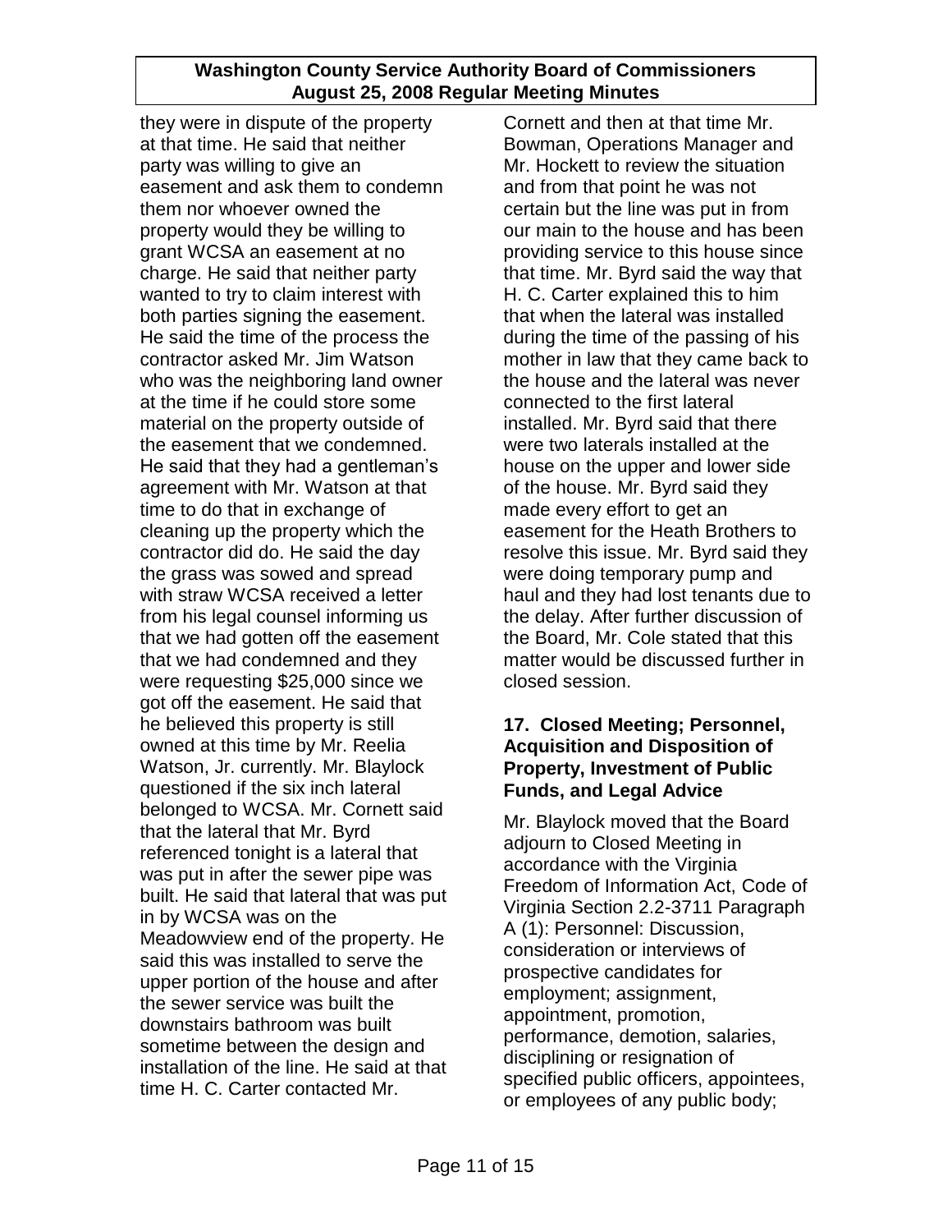they were in dispute of the property at that time. He said that neither party was willing to give an easement and ask them to condemn them nor whoever owned the property would they be willing to grant WCSA an easement at no charge. He said that neither party wanted to try to claim interest with both parties signing the easement. He said the time of the process the contractor asked Mr. Jim Watson who was the neighboring land owner at the time if he could store some material on the property outside of the easement that we condemned. He said that they had a gentleman's agreement with Mr. Watson at that time to do that in exchange of cleaning up the property which the contractor did do. He said the day the grass was sowed and spread with straw WCSA received a letter from his legal counsel informing us that we had gotten off the easement that we had condemned and they were requesting $25,000 since we got off the easement. He said that he believed this property is still owned at this time by Mr. Reelia Watson, Jr. currently. Mr. Blaylock questioned if the six inch lateral belonged to WCSA. Mr. Cornett said that the lateral that Mr. Byrd referenced tonight is a lateral that was put in after the sewer pipe was built. He said that lateral that was put in by WCSA was on the Meadowview end of the property. He said this was installed to serve the upper portion of the house and after the sewer service was built the downstairs bathroom was built sometime between the design and installation of the line. He said at that time H. C. Carter contacted Mr. Cornett and then at that time Mr. Bowman, Operations Manager and Mr. Hockett to review the situation and from that point he was not certain but the line was put in from our main to the house and has been providing service to this house since that time. Mr. Byrd said the way that H. C. Carter explained this to him that when the lateral was installed during the time of the passing of his mother in law that they came back to the house and the lateral was never connected to the first lateral installed. Mr. Byrd said that there were two laterals installed at the house on the upper and lower side of the house. Mr. Byrd said they made every effort to get an easement for the Heath Brothers to resolve this issue. Mr. Byrd said they were doing temporary pump and haul and they had lost tenants due to the delay. After further discussion of the Board, Mr. Cole stated that this matter would be discussed further in closed session.

### 17. Closed Meeting; Personnel, Acquisition and Disposition of Property, Investment of Public Funds, and Legal Advice

Mr. Blaylock moved that the Board adjourn to Closed Meeting in accordance with the Virginia Freedom of Information Act, Code of Virginia Section 2.2-3711 Paragraph A (1): Personnel: Discussion, consideration or interviews of prospective candidates for employment; assignment, appointment, promotion, performance, demotion, salaries, disciplining or resignation of specified public officers, appointees, or employees of any public body;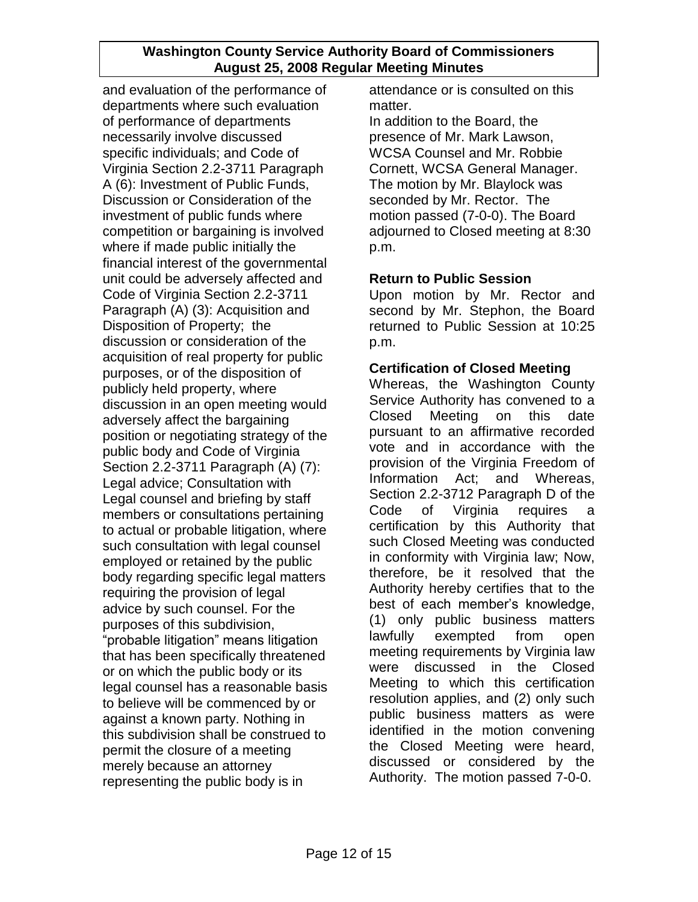and evaluation of the performance of departments where such evaluation of performance of departments necessarily involve discussed specific individuals; and Code of Virginia Section 2.2-3711 Paragraph A (6): Investment of Public Funds, Discussion or Consideration of the investment of public funds where competition or bargaining is involved where if made public initially the financial interest of the governmental unit could be adversely affected and Code of Virginia Section 2.2-3711 Paragraph (A) (3): Acquisition and Disposition of Property; the discussion or consideration of the acquisition of real property for public purposes, or of the disposition of publicly held property, where discussion in an open meeting would adversely affect the bargaining position or negotiating strategy of the public body and Code of Virginia Section 2.2-3711 Paragraph (A) (7): Legal advice; Consultation with Legal counsel and briefing by staff members or consultations pertaining to actual or probable litigation, where such consultation with legal counsel employed or retained by the public body regarding specific legal matters requiring the provision of legal advice by such counsel. For the purposes of this subdivision, "probable litigation" means litigation that has been specifically threatened or on which the public body or its legal counsel has a reasonable basis to believe will be commenced by or against a known party. Nothing in this subdivision shall be construed to permit the closure of a meeting merely because an attorney representing the public body is in attendance or is consulted on this matter.

In addition to the Board, the presence of Mr. Mark Lawson, WCSA Counsel and Mr. Robbie Cornett, WCSA General Manager. The motion by Mr. Blaylock was seconded by Mr. Rector. The motion passed (7-0-0). The Board adjourned to Closed meeting at 8:30 p.m.

**Return to Public Session**

Upon motion by Mr. Rector and second by Mr. Stephon, the Board returned to Public Session at 10:25 p.m.

**Certification of Closed Meeting**

Whereas, the Washington County Service Authority has convened to a Closed Meeting on this date pursuant to an affirmative recorded vote and in accordance with the provision of the Virginia Freedom of Information Act; and Whereas, Section 2.2-3712 Paragraph D of the Code of Virginia requires a certification by this Authority that such Closed Meeting was conducted in conformity with Virginia law; Now, therefore, be it resolved that the Authority hereby certifies that to the best of each member's knowledge, (1) only public business matters lawfully exempted from open meeting requirements by Virginia law were discussed in the Closed Meeting to which this certification resolution applies, and (2) only such public business matters as were identified in the motion convening the Closed Meeting were heard, discussed or considered by the Authority. The motion passed 7-0-0.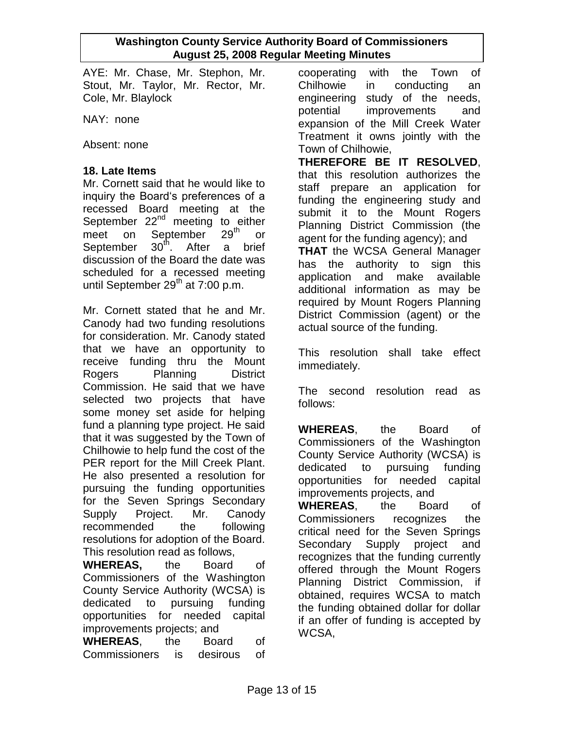AYE: Mr. Chase, Mr. Stephon, Mr. Stout, Mr. Taylor, Mr. Rector, Mr. Cole, Mr. Blaylock

NAY: none

Absent: none

**18. Late Items**

Mr. Cornett said that he would like to inquiry the Board's preferences of a recessed Board meeting at the September 22nd meeting to either meet on September 29th or September 30th. After a brief discussion of the Board the date was scheduled for a recessed meeting until September 29th at 7:00 p.m.

Mr. Cornett stated that he and Mr. Canody had two funding resolutions for consideration. Mr. Canody stated that we have an opportunity to receive funding thru the Mount Rogers Planning District Commission. He said that we have selected two projects that have some money set aside for helping fund a planning type project. He said that it was suggested by the Town of Chilhowie to help fund the cost of the PER report for the Mill Creek Plant. He also presented a resolution for pursuing the funding opportunities for the Seven Springs Secondary Supply Project. Mr. Canody recommended the following resolutions for adoption of the Board. This resolution read as follows,

**WHEREAS,** the Board of Commissioners of the Washington County Service Authority (WCSA) is dedicated to pursuing funding opportunities for needed capital improvements projects; and

**WHEREAS**, the Board of Commissioners is desirous of cooperating with the Town of Chilhowie in conducting an engineering study of the needs, potential improvements and expansion of the Mill Creek Water Treatment it owns jointly with the Town of Chilhowie,

**THEREFORE BE IT RESOLVED**, that this resolution authorizes the staff prepare an application for funding the engineering study and submit it to the Mount Rogers Planning District Commission (the agent for the funding agency); and

**THAT** the WCSA General Manager has the authority to sign this application and make available additional information as may be required by Mount Rogers Planning District Commission (agent) or the actual source of the funding.

This resolution shall take effect immediately.

The second resolution read as follows:

**WHEREAS**, the Board of Commissioners of the Washington County Service Authority (WCSA) is dedicated to pursuing funding opportunities for needed capital improvements projects, and

**WHEREAS**, the Board of Commissioners recognizes the critical need for the Seven Springs Secondary Supply project and recognizes that the funding currently offered through the Mount Rogers Planning District Commission, if obtained, requires WCSA to match the funding obtained dollar for dollar if an offer of funding is accepted by WCSA,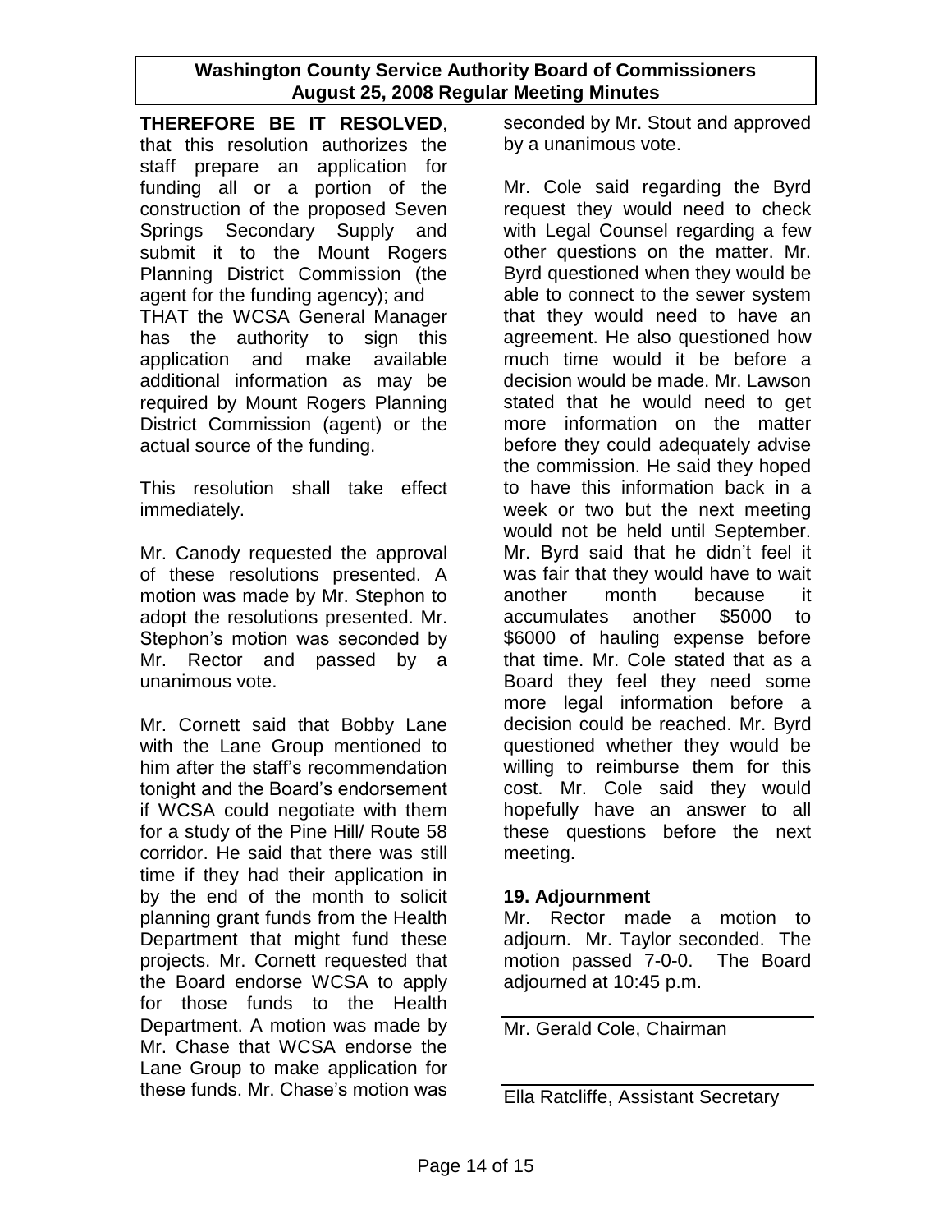**THEREFORE BE IT RESOLVED**, that this resolution authorizes the staff prepare an application for funding all or a portion of the construction of the proposed Seven Springs Secondary Supply and submit it to the Mount Rogers Planning District Commission (the agent for the funding agency); and THAT the WCSA General Manager has the authority to sign this application and make available additional information as may be required by Mount Rogers Planning District Commission (agent) or the actual source of the funding.

This resolution shall take effect immediately.

Mr. Canody requested the approval of these resolutions presented. A motion was made by Mr. Stephon to adopt the resolutions presented. Mr. Stephon's motion was seconded by Mr. Rector and passed by a unanimous vote.

Mr. Cornett said that Bobby Lane with the Lane Group mentioned to him after the staff's recommendation tonight and the Board's endorsement if WCSA could negotiate with them for a study of the Pine Hill/ Route 58 corridor. He said that there was still time if they had their application in by the end of the month to solicit planning grant funds from the Health Department that might fund these projects. Mr. Cornett requested that the Board endorse WCSA to apply for those funds to the Health Department. A motion was made by Mr. Chase that WCSA endorse the Lane Group to make application for these funds. Mr. Chase's motion was seconded by Mr. Stout and approved by a unanimous vote.

Mr. Cole said regarding the Byrd request they would need to check with Legal Counsel regarding a few other questions on the matter. Mr. Byrd questioned when they would be able to connect to the sewer system that they would need to have an agreement. He also questioned how much time would it be before a decision would be made. Mr. Lawson stated that he would need to get more information on the matter before they could adequately advise the commission. He said they hoped to have this information back in a week or two but the next meeting would not be held until September. Mr. Byrd said that he didn't feel it was fair that they would have to wait another month because it accumulates another $5000 to $6000 of hauling expense before that time. Mr. Cole stated that as a Board they feel they need some more legal information before a decision could be reached. Mr. Byrd questioned whether they would be willing to reimburse them for this cost. Mr. Cole said they would hopefully have an answer to all these questions before the next meeting.

**19. Adjournment**

Mr. Rector made a motion to adjourn. Mr. Taylor seconded. The motion passed 7-0-0. The Board adjourned at 10:45 p.m.

Mr. Gerald Cole, Chairman

Ella Ratcliffe, Assistant Secretary